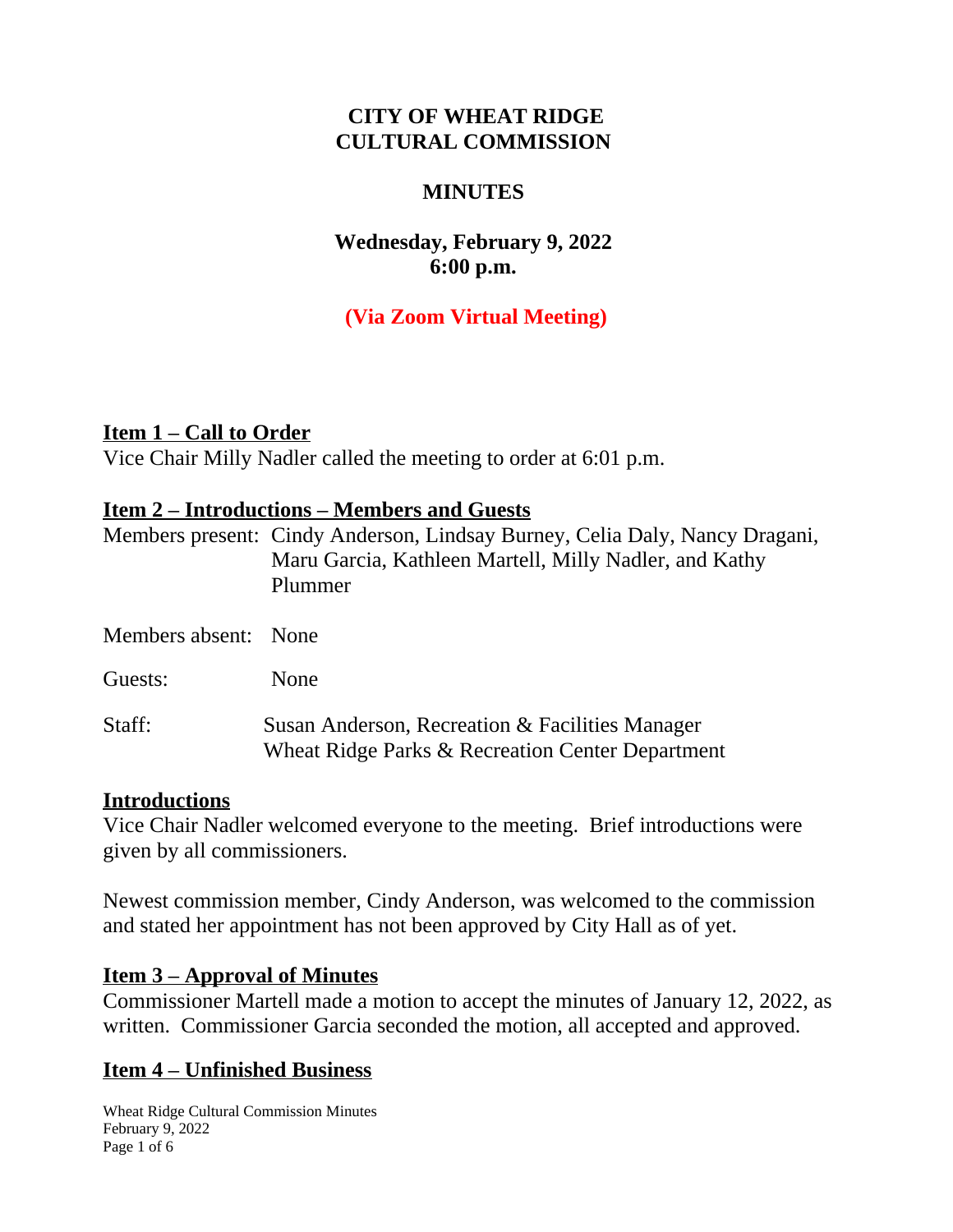# CITY OF WHEAT RIDGE
# CULTURAL COMMISSION

## MINUTES

**Wednesday, February 9, 2022**
**6:00 p.m.**

**(Via Zoom Virtual Meeting)**

## Item 1 – Call to Order

Vice Chair Milly Nadler called the meeting to order at 6:01 p.m.

## Item 2 – Introductions – Members and Guests

Members present: Cindy Anderson, Lindsay Burney, Celia Daly, Nancy Dragani, Maru Garcia, Kathleen Martell, Milly Nadler, and Kathy Plummer

Members absent: None

Guests: None

Staff: Susan Anderson, Recreation & Facilities Manager
Wheat Ridge Parks & Recreation Center Department

## Introductions

Vice Chair Nadler welcomed everyone to the meeting. Brief introductions were given by all commissioners.

Newest commission member, Cindy Anderson, was welcomed to the commission and stated her appointment has not been approved by City Hall as of yet.

## Item 3 – Approval of Minutes

Commissioner Martell made a motion to accept the minutes of January 12, 2022, as written. Commissioner Garcia seconded the motion, all accepted and approved.

## Item 4 – Unfinished Business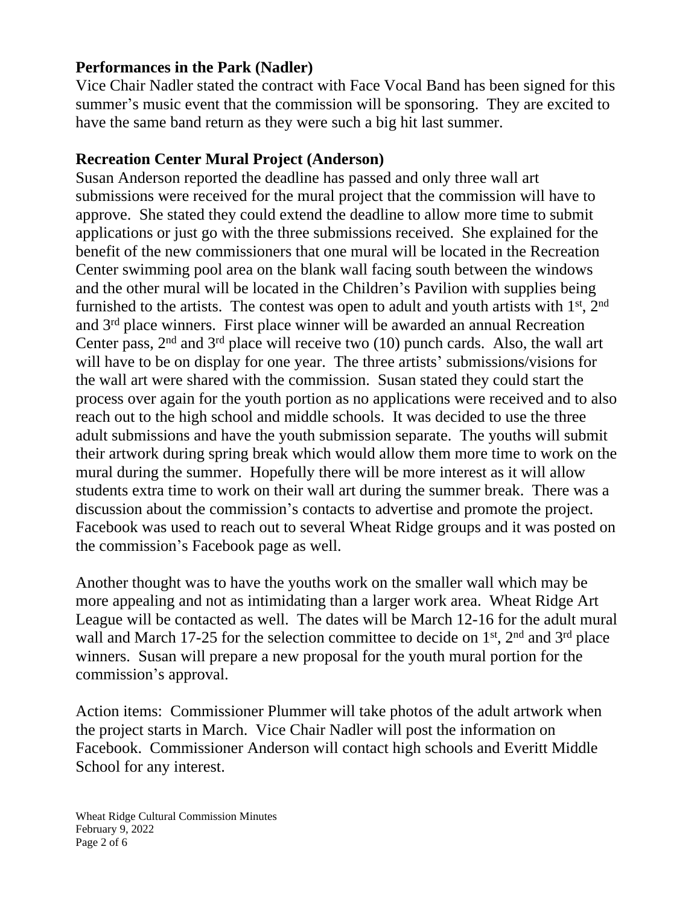**Performances in the Park (Nadler)**

Vice Chair Nadler stated the contract with Face Vocal Band has been signed for this summer's music event that the commission will be sponsoring. They are excited to have the same band return as they were such a big hit last summer.

**Recreation Center Mural Project (Anderson)**

Susan Anderson reported the deadline has passed and only three wall art submissions were received for the mural project that the commission will have to approve. She stated they could extend the deadline to allow more time to submit applications or just go with the three submissions received. She explained for the benefit of the new commissioners that one mural will be located in the Recreation Center swimming pool area on the blank wall facing south between the windows and the other mural will be located in the Children's Pavilion with supplies being furnished to the artists. The contest was open to adult and youth artists with 1st, 2nd and 3rd place winners. First place winner will be awarded an annual Recreation Center pass, 2nd and 3rd place will receive two (10) punch cards. Also, the wall art will have to be on display for one year. The three artists' submissions/visions for the wall art were shared with the commission. Susan stated they could start the process over again for the youth portion as no applications were received and to also reach out to the high school and middle schools. It was decided to use the three adult submissions and have the youth submission separate. The youths will submit their artwork during spring break which would allow them more time to work on the mural during the summer. Hopefully there will be more interest as it will allow students extra time to work on their wall art during the summer break. There was a discussion about the commission's contacts to advertise and promote the project. Facebook was used to reach out to several Wheat Ridge groups and it was posted on the commission's Facebook page as well.

Another thought was to have the youths work on the smaller wall which may be more appealing and not as intimidating than a larger work area. Wheat Ridge Art League will be contacted as well. The dates will be March 12-16 for the adult mural wall and March 17-25 for the selection committee to decide on 1st, 2nd and 3rd place winners. Susan will prepare a new proposal for the youth mural portion for the commission's approval.

Action items: Commissioner Plummer will take photos of the adult artwork when the project starts in March. Vice Chair Nadler will post the information on Facebook. Commissioner Anderson will contact high schools and Everitt Middle School for any interest.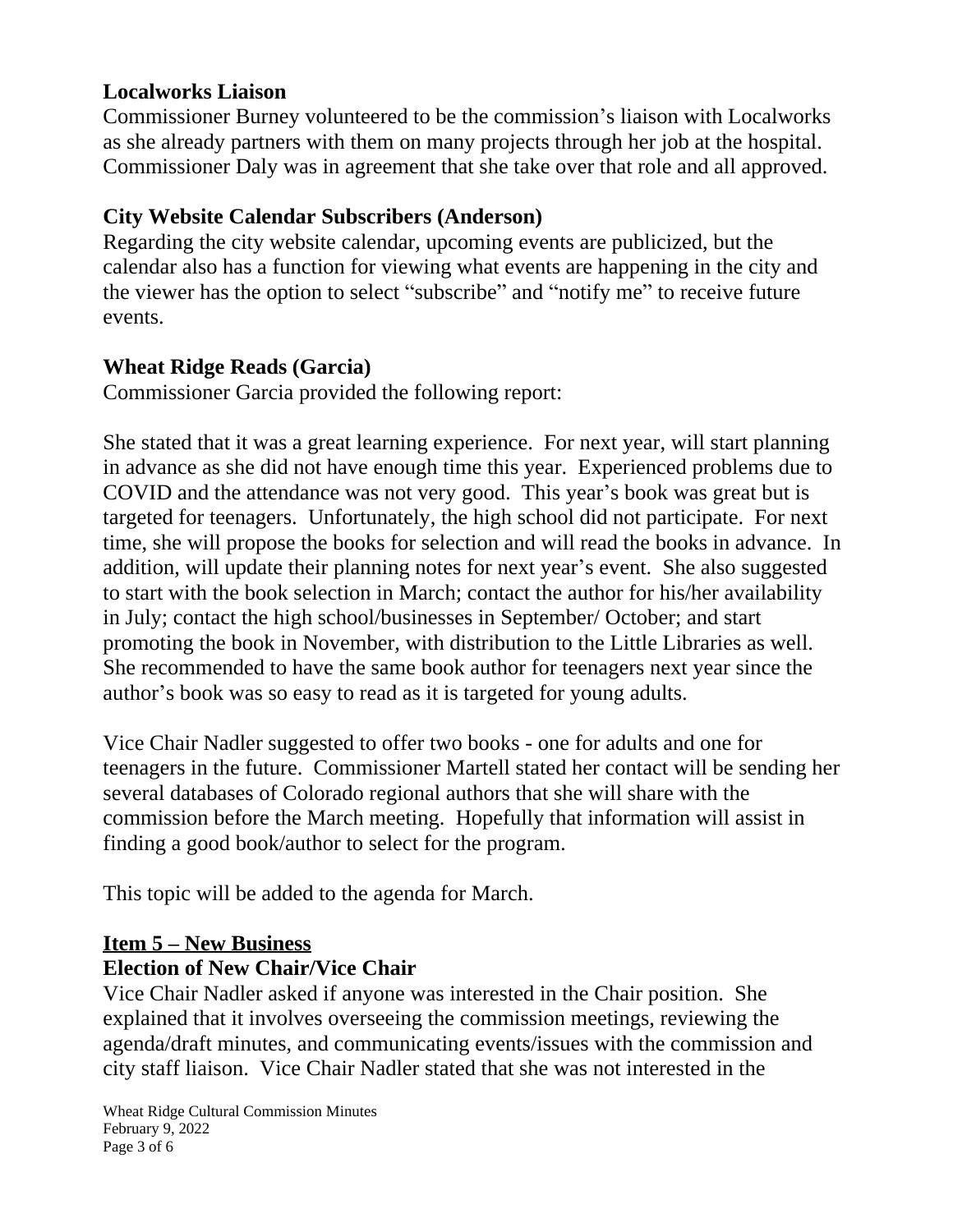**Localworks Liaison**
Commissioner Burney volunteered to be the commission's liaison with Localworks as she already partners with them on many projects through her job at the hospital. Commissioner Daly was in agreement that she take over that role and all approved.

**City Website Calendar Subscribers (Anderson)**
Regarding the city website calendar, upcoming events are publicized, but the calendar also has a function for viewing what events are happening in the city and the viewer has the option to select "subscribe" and "notify me" to receive future events.

**Wheat Ridge Reads (Garcia)**
Commissioner Garcia provided the following report:

She stated that it was a great learning experience. For next year, will start planning in advance as she did not have enough time this year. Experienced problems due to COVID and the attendance was not very good. This year's book was great but is targeted for teenagers. Unfortunately, the high school did not participate. For next time, she will propose the books for selection and will read the books in advance. In addition, will update their planning notes for next year's event. She also suggested to start with the book selection in March; contact the author for his/her availability in July; contact the high school/businesses in September/ October; and start promoting the book in November, with distribution to the Little Libraries as well. She recommended to have the same book author for teenagers next year since the author's book was so easy to read as it is targeted for young adults.

Vice Chair Nadler suggested to offer two books - one for adults and one for teenagers in the future. Commissioner Martell stated her contact will be sending her several databases of Colorado regional authors that she will share with the commission before the March meeting. Hopefully that information will assist in finding a good book/author to select for the program.

This topic will be added to the agenda for March.

**Item 5 – New Business**

**Election of New Chair/Vice Chair**
Vice Chair Nadler asked if anyone was interested in the Chair position. She explained that it involves overseeing the commission meetings, reviewing the agenda/draft minutes, and communicating events/issues with the commission and city staff liaison. Vice Chair Nadler stated that she was not interested in the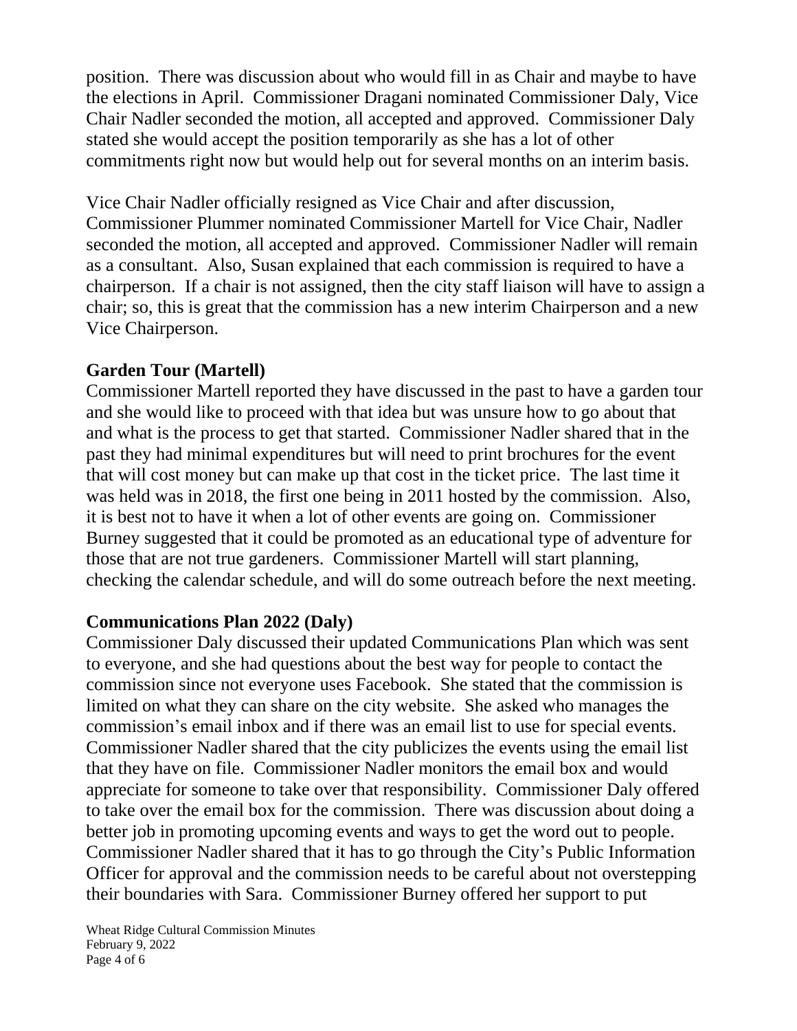position. There was discussion about who would fill in as Chair and maybe to have the elections in April. Commissioner Dragani nominated Commissioner Daly, Vice Chair Nadler seconded the motion, all accepted and approved. Commissioner Daly stated she would accept the position temporarily as she has a lot of other commitments right now but would help out for several months on an interim basis.

Vice Chair Nadler officially resigned as Vice Chair and after discussion, Commissioner Plummer nominated Commissioner Martell for Vice Chair, Nadler seconded the motion, all accepted and approved. Commissioner Nadler will remain as a consultant. Also, Susan explained that each commission is required to have a chairperson. If a chair is not assigned, then the city staff liaison will have to assign a chair; so, this is great that the commission has a new interim Chairperson and a new Vice Chairperson.

**Garden Tour (Martell)**

Commissioner Martell reported they have discussed in the past to have a garden tour and she would like to proceed with that idea but was unsure how to go about that and what is the process to get that started. Commissioner Nadler shared that in the past they had minimal expenditures but will need to print brochures for the event that will cost money but can make up that cost in the ticket price. The last time it was held was in 2018, the first one being in 2011 hosted by the commission. Also, it is best not to have it when a lot of other events are going on. Commissioner Burney suggested that it could be promoted as an educational type of adventure for those that are not true gardeners. Commissioner Martell will start planning, checking the calendar schedule, and will do some outreach before the next meeting.

**Communications Plan 2022 (Daly)**

Commissioner Daly discussed their updated Communications Plan which was sent to everyone, and she had questions about the best way for people to contact the commission since not everyone uses Facebook. She stated that the commission is limited on what they can share on the city website. She asked who manages the commission's email inbox and if there was an email list to use for special events. Commissioner Nadler shared that the city publicizes the events using the email list that they have on file. Commissioner Nadler monitors the email box and would appreciate for someone to take over that responsibility. Commissioner Daly offered to take over the email box for the commission. There was discussion about doing a better job in promoting upcoming events and ways to get the word out to people. Commissioner Nadler shared that it has to go through the City's Public Information Officer for approval and the commission needs to be careful about not overstepping their boundaries with Sara. Commissioner Burney offered her support to put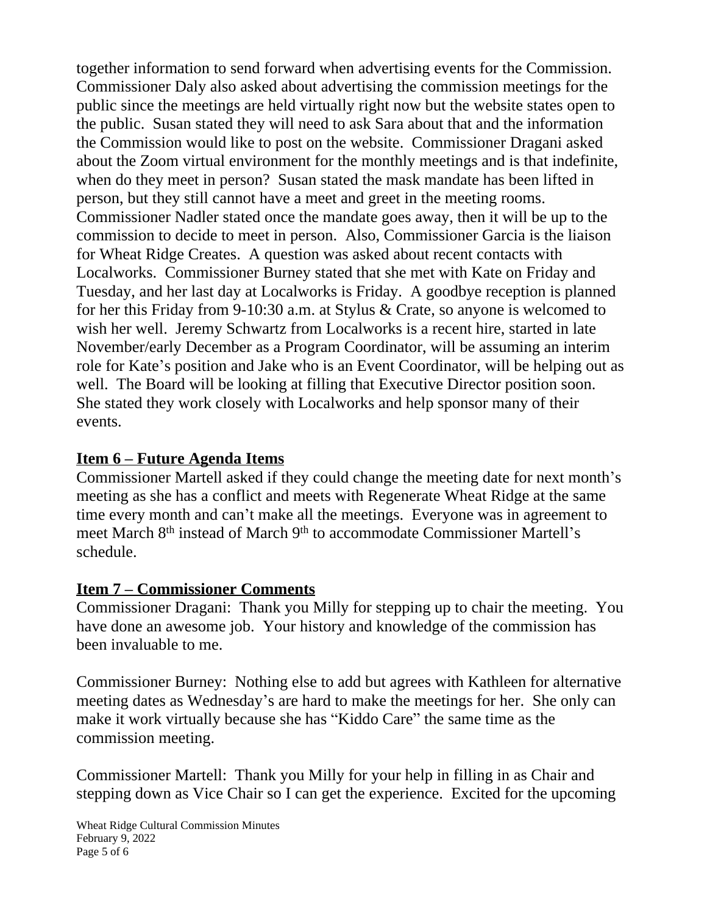together information to send forward when advertising events for the Commission. Commissioner Daly also asked about advertising the commission meetings for the public since the meetings are held virtually right now but the website states open to the public. Susan stated they will need to ask Sara about that and the information the Commission would like to post on the website. Commissioner Dragani asked about the Zoom virtual environment for the monthly meetings and is that indefinite, when do they meet in person? Susan stated the mask mandate has been lifted in person, but they still cannot have a meet and greet in the meeting rooms. Commissioner Nadler stated once the mandate goes away, then it will be up to the commission to decide to meet in person. Also, Commissioner Garcia is the liaison for Wheat Ridge Creates. A question was asked about recent contacts with Localworks. Commissioner Burney stated that she met with Kate on Friday and Tuesday, and her last day at Localworks is Friday. A goodbye reception is planned for her this Friday from 9-10:30 a.m. at Stylus & Crate, so anyone is welcomed to wish her well. Jeremy Schwartz from Localworks is a recent hire, started in late November/early December as a Program Coordinator, will be assuming an interim role for Kate's position and Jake who is an Event Coordinator, will be helping out as well. The Board will be looking at filling that Executive Director position soon. She stated they work closely with Localworks and help sponsor many of their events.

## Item 6 – Future Agenda Items

Commissioner Martell asked if they could change the meeting date for next month's meeting as she has a conflict and meets with Regenerate Wheat Ridge at the same time every month and can't make all the meetings. Everyone was in agreement to meet March 8th instead of March 9th to accommodate Commissioner Martell's schedule.

## Item 7 – Commissioner Comments

Commissioner Dragani: Thank you Milly for stepping up to chair the meeting. You have done an awesome job. Your history and knowledge of the commission has been invaluable to me.

Commissioner Burney: Nothing else to add but agrees with Kathleen for alternative meeting dates as Wednesday's are hard to make the meetings for her. She only can make it work virtually because she has "Kiddo Care" the same time as the commission meeting.

Commissioner Martell: Thank you Milly for your help in filling in as Chair and stepping down as Vice Chair so I can get the experience. Excited for the upcoming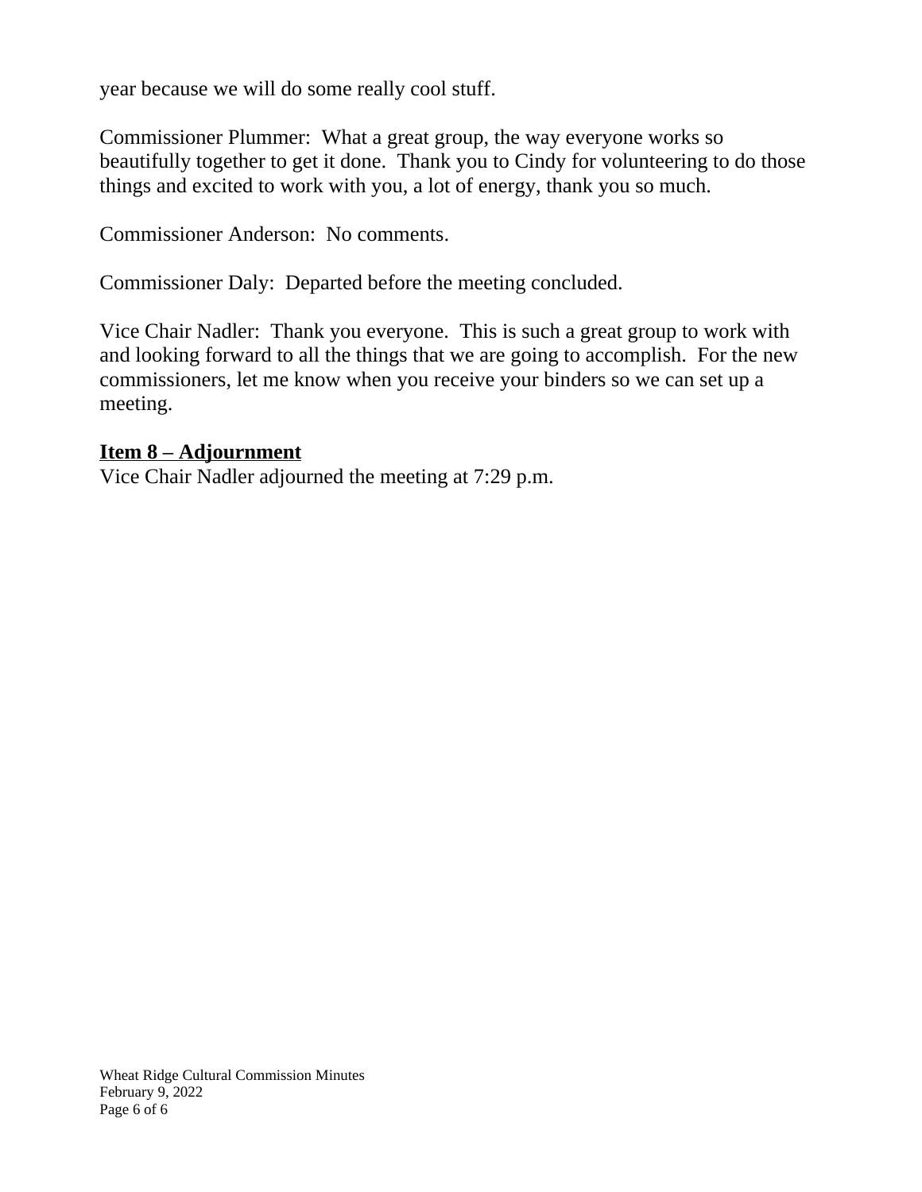year because we will do some really cool stuff.

Commissioner Plummer:  What a great group, the way everyone works so beautifully together to get it done.  Thank you to Cindy for volunteering to do those things and excited to work with you, a lot of energy, thank you so much.

Commissioner Anderson:  No comments.

Commissioner Daly:  Departed before the meeting concluded.

Vice Chair Nadler:  Thank you everyone.  This is such a great group to work with and looking forward to all the things that we are going to accomplish.  For the new commissioners, let me know when you receive your binders so we can set up a meeting.

**Item 8 – Adjournment**

Vice Chair Nadler adjourned the meeting at 7:29 p.m.